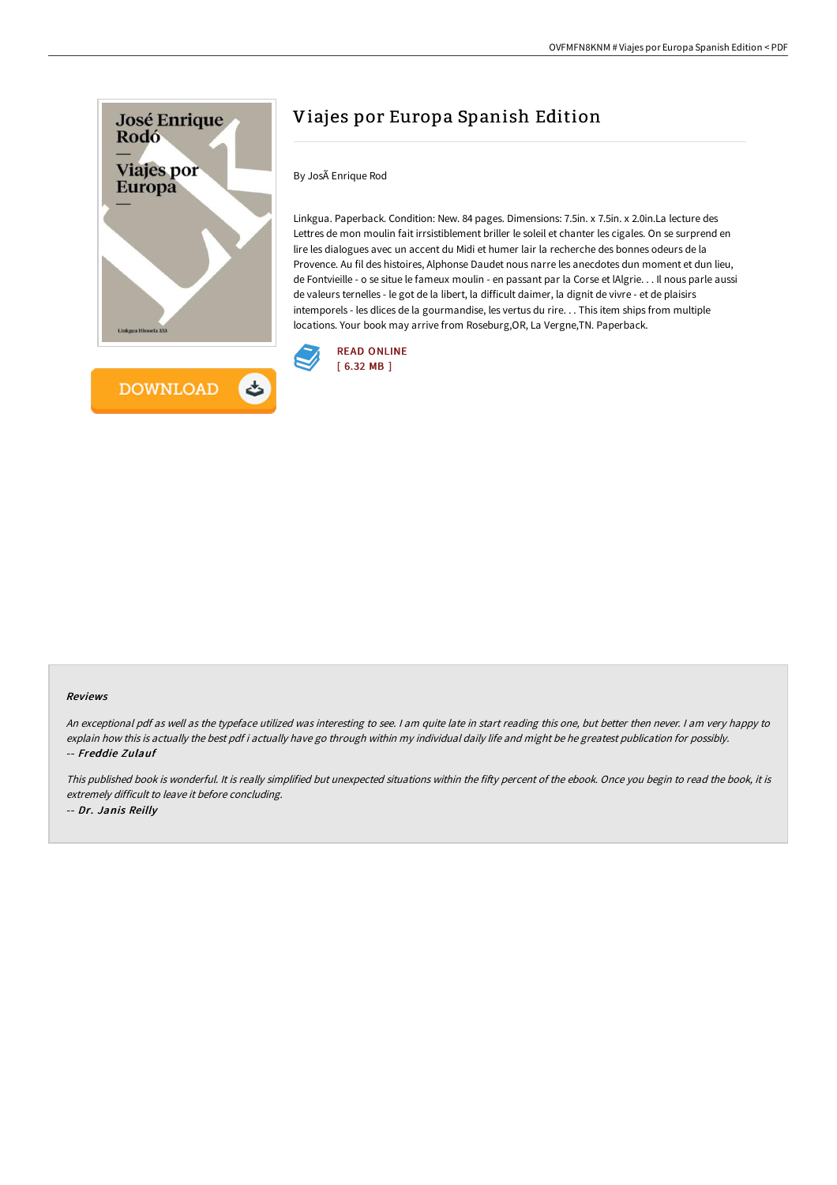# Viajes por Europa Spanish Edition

By JosÃ Enrique Rod

Linkgua. Paperback. Condition: New. 84 pages. Dimensions: 7.5in. x 7.5in. x 2.0in.La lecture des Lettres de mon moulin fait irrsistiblement briller le soleil et chanter les cigales. On se surprend en lire les dialogues avec un accent du Midi et humer lair la recherche des bonnes odeurs de la Provence. Au fil des histoires, Alphonse Daudet nous narre les anecdotes dun moment et dun lieu, de Fontvieille - o se situe le fameux moulin - en passant par la Corse et lAlgrie. . . Il nous parle aussi de valeurs ternelles - le got de la libert, la difficult daimer, la dignit de vivre - et de plaisirs intemporels - les dlices de la gourmandise, les vertus du rire. . . This item ships from multiple locations. Your book may arrive from Roseburg,OR, La Vergne,TN. Paperback.

READ ONLINE
[ 6.32 MB ]

DOWNLOAD

### Reviews

*An exceptional pdf as well as the typeface utilized was interesting to see. I am quite late in start reading this one, but better then never. I am very happy to explain how this is actually the best pdf i actually have go through within my individual daily life and might be he greatest publication for possibly.*
-- ***Freddie Zulauf***

*This published book is wonderful. It is really simplified but unexpected situations within the fifty percent of the ebook. Once you begin to read the book, it is extremely difficult to leave it before concluding.*
-- ***Dr. Janis Reilly***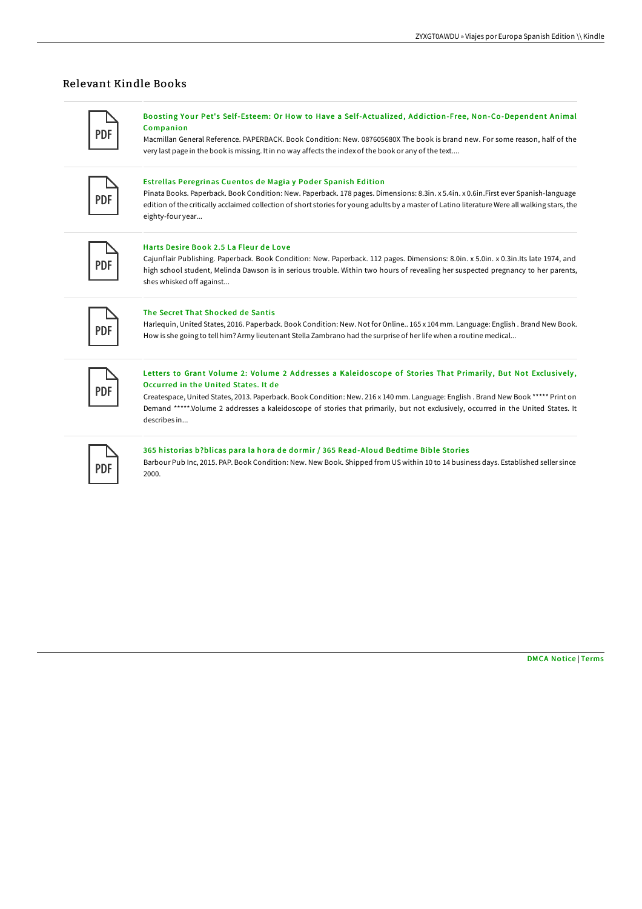## Relevant Kindle Books

PDF

### Boosting Your Pet's Self-Esteem: Or How to Have a Self-Actualized, Addiction-Free, Non-Co-Dependent Animal Companion

Macmillan General Reference. PAPERBACK. Book Condition: New. 087605680X The book is brand new. For some reason, half of the very last page in the book is missing. It in no way affects the index of the book or any of the text....

PDF

### Estrellas Peregrinas Cuentos de Magia y Poder Spanish Edition

Pinata Books. Paperback. Book Condition: New. Paperback. 178 pages. Dimensions: 8.3in. x 5.4in. x 0.6in.First ever Spanish-language edition of the critically acclaimed collection of short stories for young adults by a master of Latino literature Were all walking stars, the eighty-four year...

PDF

### Harts Desire Book 2.5 La Fleur de Love

Cajunflair Publishing. Paperback. Book Condition: New. Paperback. 112 pages. Dimensions: 8.0in. x 5.0in. x 0.3in.Its late 1974, and high school student, Melinda Dawson is in serious trouble. Within two hours of revealing her suspected pregnancy to her parents, shes whisked off against...

PDF

### The Secret That Shocked de Santis

Harlequin, United States, 2016. Paperback. Book Condition: New. Not for Online.. 165 x 104 mm. Language: English . Brand New Book. How is she going to tell him? Army lieutenant Stella Zambrano had the surprise of her life when a routine medical...

PDF

### Letters to Grant Volume 2: Volume 2 Addresses a Kaleidoscope of Stories That Primarily, But Not Exclusively, Occurred in the United States. It de

Createspace, United States, 2013. Paperback. Book Condition: New. 216 x 140 mm. Language: English . Brand New Book ***** Print on Demand *****.Volume 2 addresses a kaleidoscope of stories that primarily, but not exclusively, occurred in the United States. It describes in...

PDF

### 365 historias b?blicas para la hora de dormir / 365 Read-Aloud Bedtime Bible Stories

Barbour Pub Inc, 2015. PAP. Book Condition: New. New Book. Shipped from US within 10 to 14 business days. Established seller since 2000.

DMCA Notice | Terms